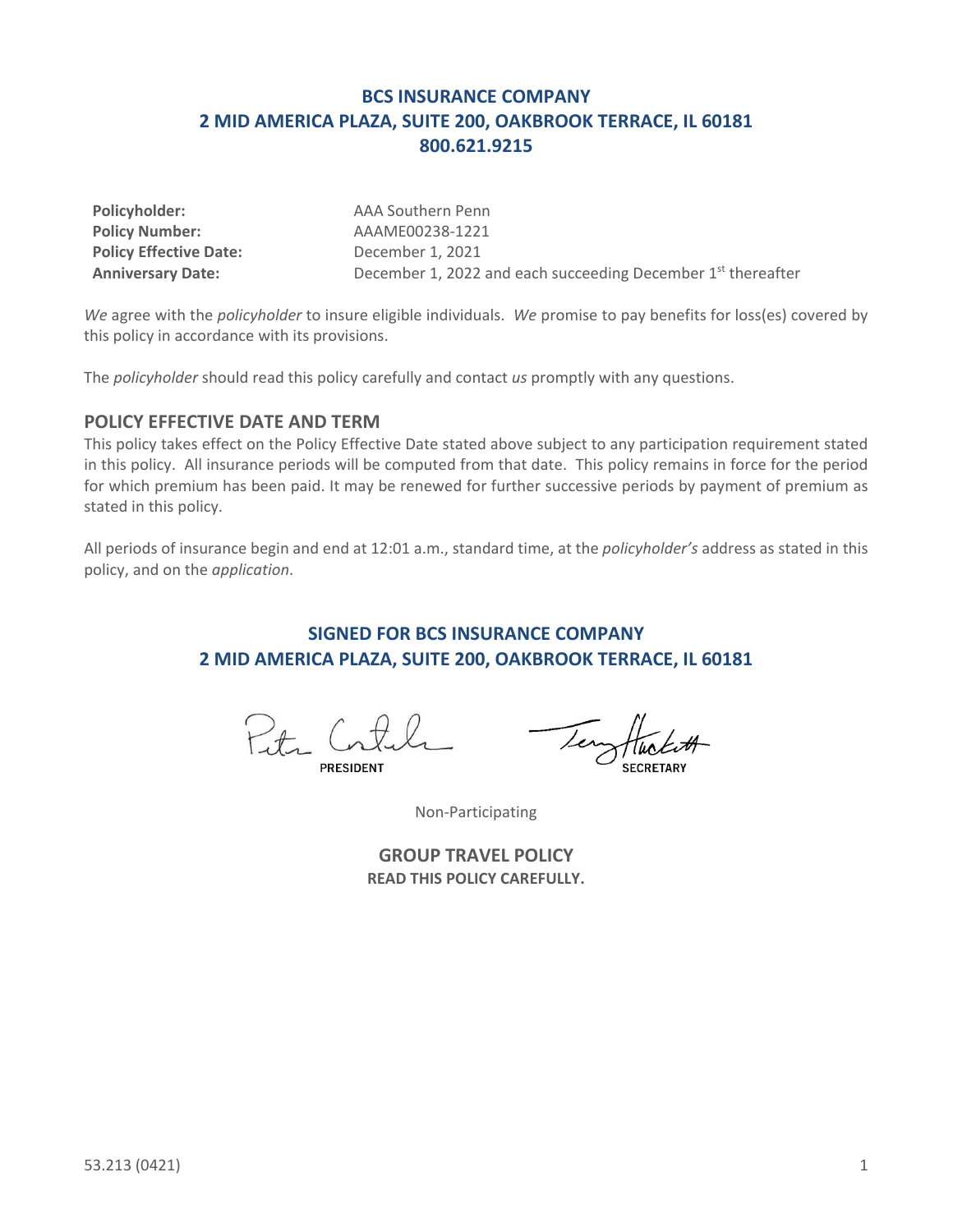# BCS INSURANCE COMPANY
# 2 MID AMERICA PLAZA, SUITE 200, OAKBROOK TERRACE, IL 60181
# 800.621.9215

| | |
|---|---|
| **Policyholder:** | AAA Southern Penn |
| **Policy Number:** | AAAME00238-1221 |
| **Policy Effective Date:** | December 1, 2021 |
| **Anniversary Date:** | December 1, 2022 and each succeeding December 1st thereafter |

*We* agree with the *policyholder* to insure eligible individuals. *We* promise to pay benefits for loss(es) covered by this policy in accordance with its provisions.

The *policyholder* should read this policy carefully and contact *us* promptly with any questions.

## POLICY EFFECTIVE DATE AND TERM

This policy takes effect on the Policy Effective Date stated above subject to any participation requirement stated in this policy. All insurance periods will be computed from that date. This policy remains in force for the period for which premium has been paid. It may be renewed for further successive periods by payment of premium as stated in this policy.

All periods of insurance begin and end at 12:01 a.m., standard time, at the *policyholder's* address as stated in this policy, and on the *application*.

## SIGNED FOR BCS INSURANCE COMPANY
## 2 MID AMERICA PLAZA, SUITE 200, OAKBROOK TERRACE, IL 60181

PRESIDENT SECRETARY

Non-Participating

## GROUP TRAVEL POLICY

**READ THIS POLICY CAREFULLY.**

53.213 (0421)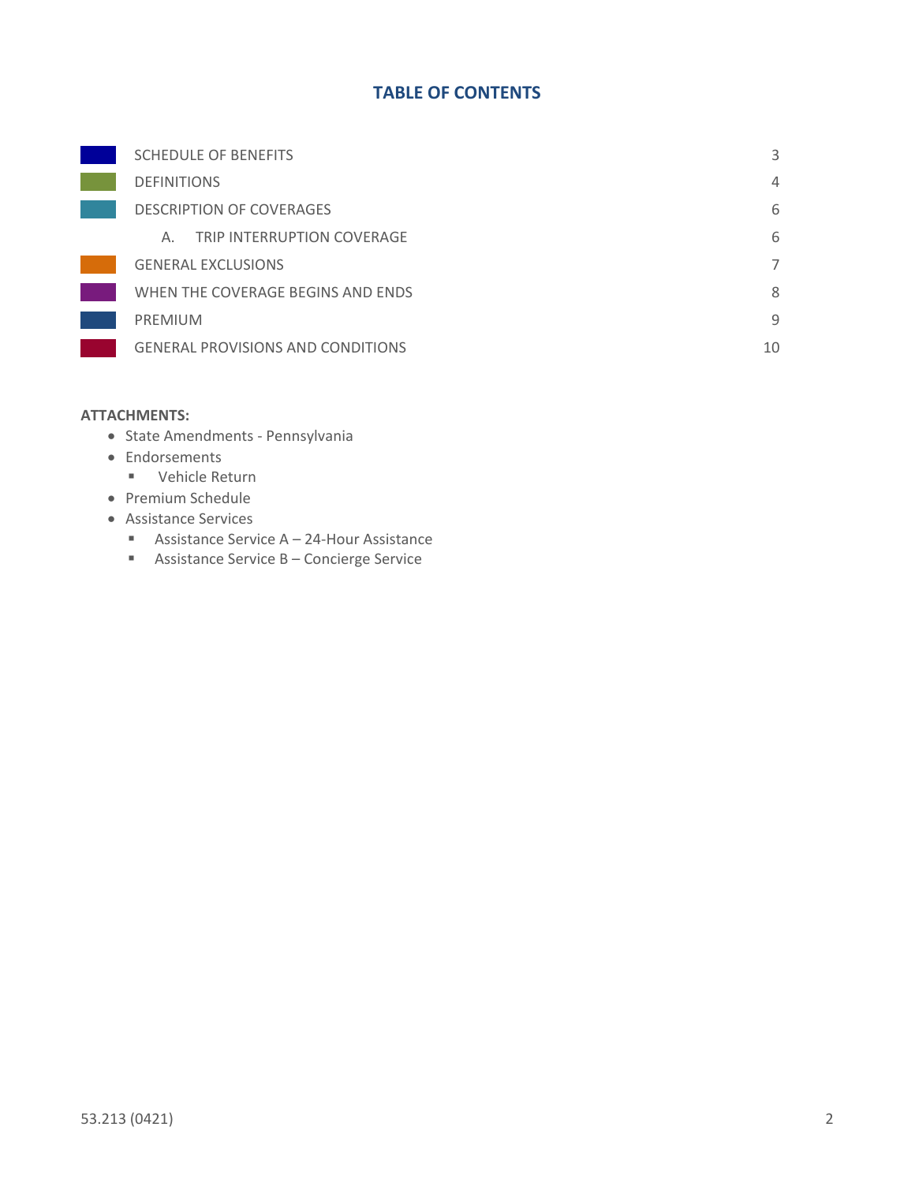# TABLE OF CONTENTS

| | | |
|---|---|---|
| SCHEDULE OF BENEFITS | | 3 |
| DEFINITIONS | | 4 |
| DESCRIPTION OF COVERAGES | | 6 |
| | A. TRIP INTERRUPTION COVERAGE | 6 |
| GENERAL EXCLUSIONS | | 7 |
| WHEN THE COVERAGE BEGINS AND ENDS | | 8 |
| PREMIUM | | 9 |
| GENERAL PROVISIONS AND CONDITIONS | | 10 |

**ATTACHMENTS:**

- State Amendments - Pennsylvania
- Endorsements
  - Vehicle Return
- Premium Schedule
- Assistance Services
  - Assistance Service A – 24-Hour Assistance
  - Assistance Service B – Concierge Service

53.213 (0421)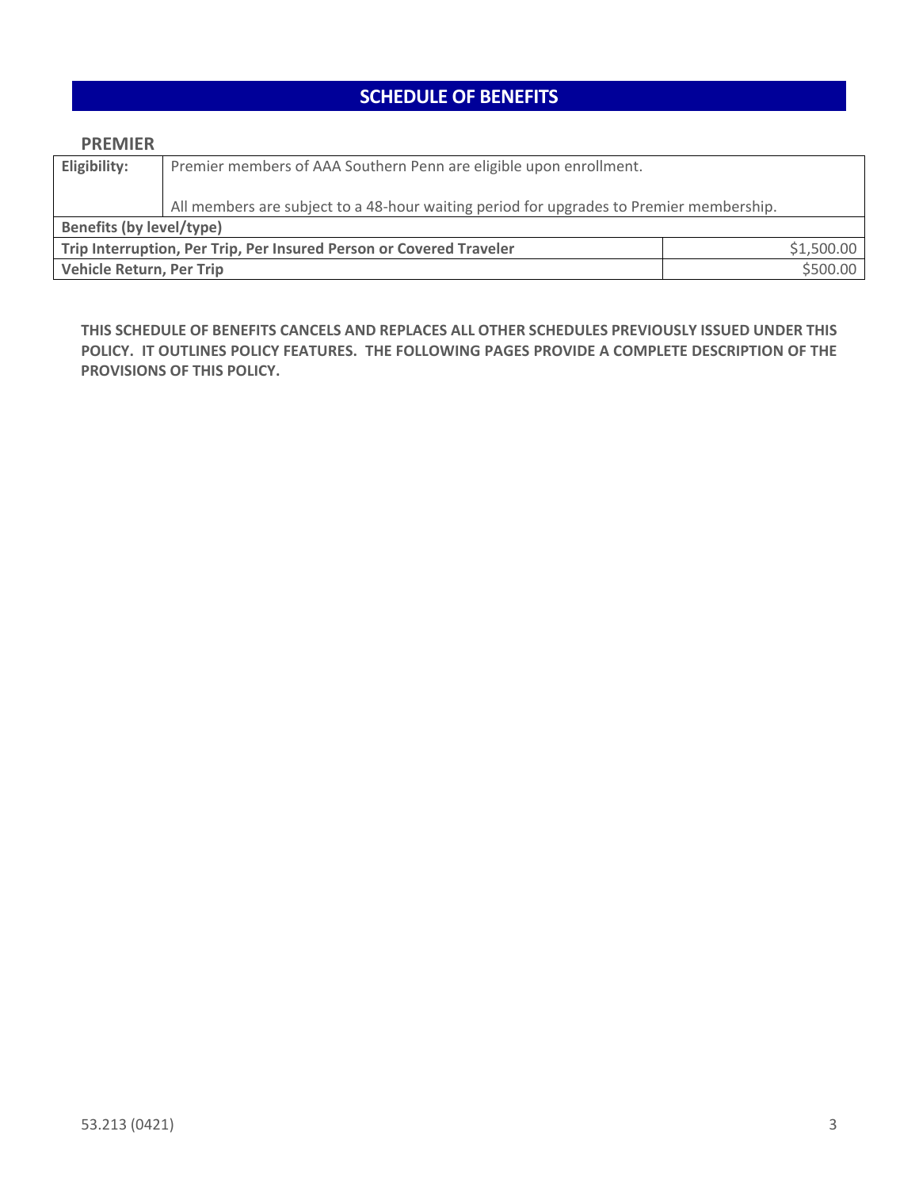# SCHEDULE OF BENEFITS

## PREMIER

| | | |
|---|---|---|
| **Eligibility:** | Premier members of AAA Southern Penn are eligible upon enrollment.<br><br>All members are subject to a 48-hour waiting period for upgrades to Premier membership. | |
| **Benefits (by level/type)** | | |
| **Trip Interruption, Per Trip, Per Insured Person or Covered Traveler** | | $1,500.00 |
| **Vehicle Return, Per Trip** | | $500.00 |

**THIS SCHEDULE OF BENEFITS CANCELS AND REPLACES ALL OTHER SCHEDULES PREVIOUSLY ISSUED UNDER THIS POLICY. IT OUTLINES POLICY FEATURES. THE FOLLOWING PAGES PROVIDE A COMPLETE DESCRIPTION OF THE PROVISIONS OF THIS POLICY.**

53.213 (0421)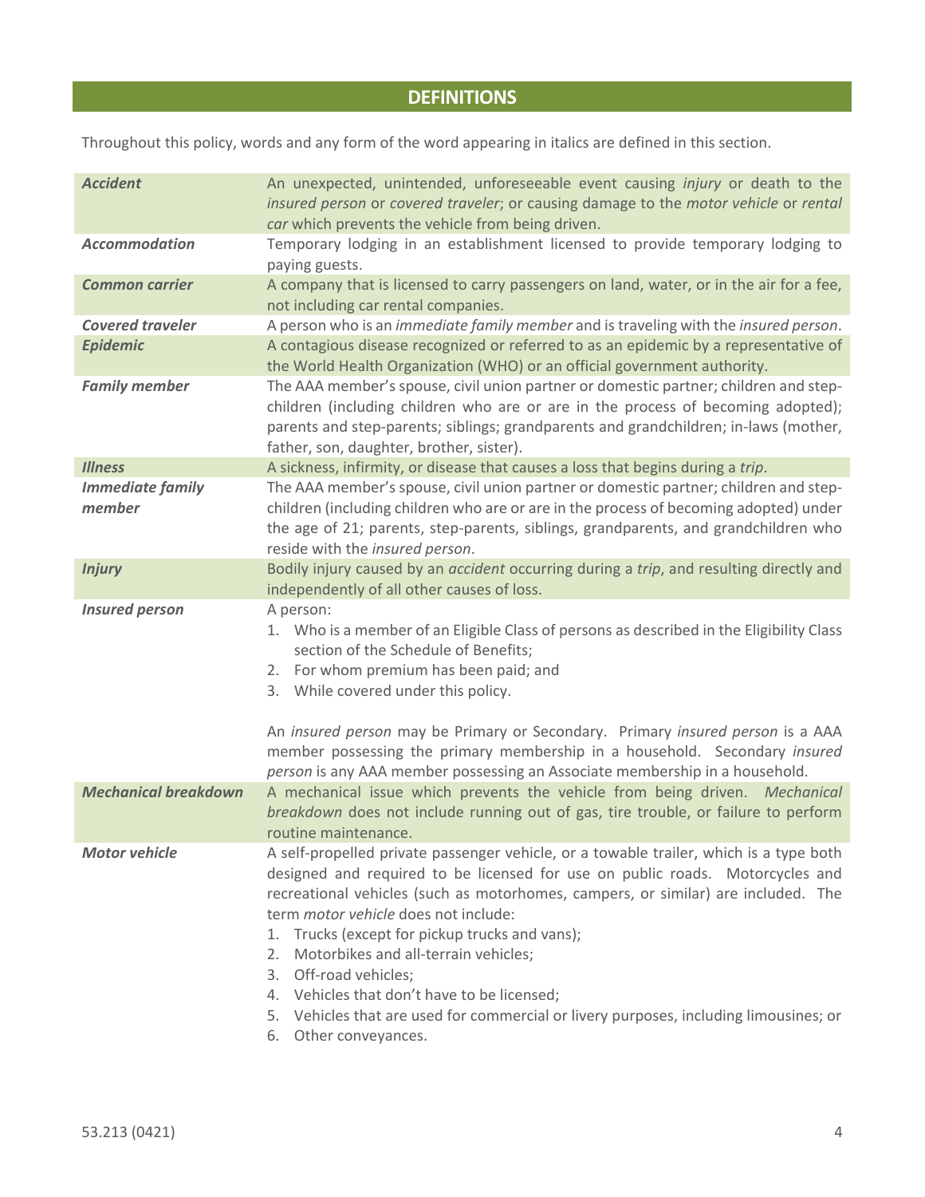## DEFINITIONS

Throughout this policy, words and any form of the word appearing in italics are defined in this section.

| Term | Definition |
| --- | --- |
| ***Accident*** | An unexpected, unintended, unforeseeable event causing *injury* or death to the *insured person* or *covered traveler*; or causing damage to the *motor vehicle* or *rental car* which prevents the vehicle from being driven. |
| ***Accommodation*** | Temporary lodging in an establishment licensed to provide temporary lodging to paying guests. |
| ***Common carrier*** | A company that is licensed to carry passengers on land, water, or in the air for a fee, not including car rental companies. |
| ***Covered traveler*** | A person who is an *immediate family member* and is traveling with the *insured person*. |
| ***Epidemic*** | A contagious disease recognized or referred to as an epidemic by a representative of the World Health Organization (WHO) or an official government authority. |
| ***Family member*** | The AAA member's spouse, civil union partner or domestic partner; children and step-children (including children who are or are in the process of becoming adopted); parents and step-parents; siblings; grandparents and grandchildren; in-laws (mother, father, son, daughter, brother, sister). |
| ***Illness*** | A sickness, infirmity, or disease that causes a loss that begins during a *trip*. |
| ***Immediate family member*** | The AAA member's spouse, civil union partner or domestic partner; children and step-children (including children who are or are in the process of becoming adopted) under the age of 21; parents, step-parents, siblings, grandparents, and grandchildren who reside with the *insured person*. |
| ***Injury*** | Bodily injury caused by an *accident* occurring during a *trip*, and resulting directly and independently of all other causes of loss. |
| ***Insured person*** | A person:<br>1. Who is a member of an Eligible Class of persons as described in the Eligibility Class section of the Schedule of Benefits;<br>2. For whom premium has been paid; and<br>3. While covered under this policy.<br><br>An *insured person* may be Primary or Secondary. Primary *insured person* is a AAA member possessing the primary membership in a household. Secondary *insured person* is any AAA member possessing an Associate membership in a household. |
| ***Mechanical breakdown*** | A mechanical issue which prevents the vehicle from being driven. *Mechanical breakdown* does not include running out of gas, tire trouble, or failure to perform routine maintenance. |
| ***Motor vehicle*** | A self-propelled private passenger vehicle, or a towable trailer, which is a type both designed and required to be licensed for use on public roads. Motorcycles and recreational vehicles (such as motorhomes, campers, or similar) are included. The term *motor vehicle* does not include:<br>1. Trucks (except for pickup trucks and vans);<br>2. Motorbikes and all-terrain vehicles;<br>3. Off-road vehicles;<br>4. Vehicles that don't have to be licensed;<br>5. Vehicles that are used for commercial or livery purposes, including limousines; or<br>6. Other conveyances. |

53.213 (0421)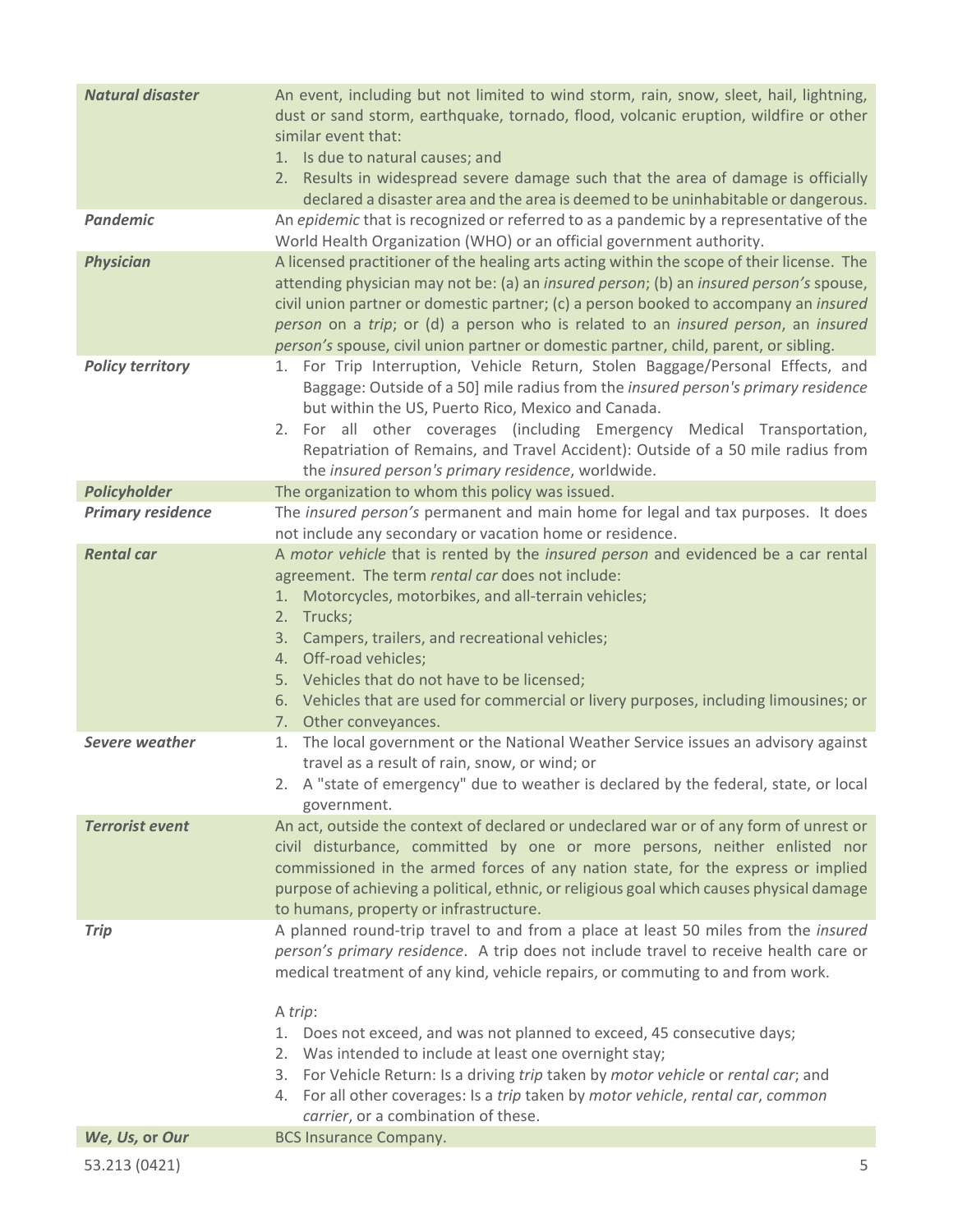| | |
|---|---|
| ***Natural disaster*** | An event, including but not limited to wind storm, rain, snow, sleet, hail, lightning, dust or sand storm, earthquake, tornado, flood, volcanic eruption, wildfire or other similar event that:<br>1. Is due to natural causes; and<br>2. Results in widespread severe damage such that the area of damage is officially declared a disaster area and the area is deemed to be uninhabitable or dangerous. |
| ***Pandemic*** | An *epidemic* that is recognized or referred to as a pandemic by a representative of the World Health Organization (WHO) or an official government authority. |
| ***Physician*** | A licensed practitioner of the healing arts acting within the scope of their license. The attending physician may not be: (a) an *insured person*; (b) an *insured person's* spouse, civil union partner or domestic partner; (c) a person booked to accompany an *insured person* on a *trip*; or (d) a person who is related to an *insured person*, an *insured person's* spouse, civil union partner or domestic partner, child, parent, or sibling. |
| ***Policy territory*** | 1. For Trip Interruption, Vehicle Return, Stolen Baggage/Personal Effects, and Baggage: Outside of a 50] mile radius from the *insured person's primary residence* but within the US, Puerto Rico, Mexico and Canada.<br>2. For all other coverages (including Emergency Medical Transportation, Repatriation of Remains, and Travel Accident): Outside of a 50 mile radius from the *insured person's primary residence*, worldwide. |
| ***Policyholder*** | The organization to whom this policy was issued. |
| ***Primary residence*** | The *insured person's* permanent and main home for legal and tax purposes. It does not include any secondary or vacation home or residence. |
| ***Rental car*** | A *motor vehicle* that is rented by the *insured person* and evidenced be a car rental agreement. The term *rental car* does not include:<br>1. Motorcycles, motorbikes, and all-terrain vehicles;<br>2. Trucks;<br>3. Campers, trailers, and recreational vehicles;<br>4. Off-road vehicles;<br>5. Vehicles that do not have to be licensed;<br>6. Vehicles that are used for commercial or livery purposes, including limousines; or<br>7. Other conveyances. |
| ***Severe weather*** | 1. The local government or the National Weather Service issues an advisory against travel as a result of rain, snow, or wind; or<br>2. A "state of emergency" due to weather is declared by the federal, state, or local government. |
| ***Terrorist event*** | An act, outside the context of declared or undeclared war or of any form of unrest or civil disturbance, committed by one or more persons, neither enlisted nor commissioned in the armed forces of any nation state, for the express or implied purpose of achieving a political, ethnic, or religious goal which causes physical damage to humans, property or infrastructure. |
| ***Trip*** | A planned round-trip travel to and from a place at least 50 miles from the *insured person's primary residence*. A trip does not include travel to receive health care or medical treatment of any kind, vehicle repairs, or commuting to and from work.<br><br>A *trip*:<br>1. Does not exceed, and was not planned to exceed, 45 consecutive days;<br>2. Was intended to include at least one overnight stay;<br>3. For Vehicle Return: Is a driving *trip* taken by *motor vehicle* or *rental car*; and<br>4. For all other coverages: Is a *trip* taken by *motor vehicle*, *rental car*, *common carrier*, or a combination of these. |
| ***We, Us,* or *Our*** | BCS Insurance Company. |

53.213 (0421)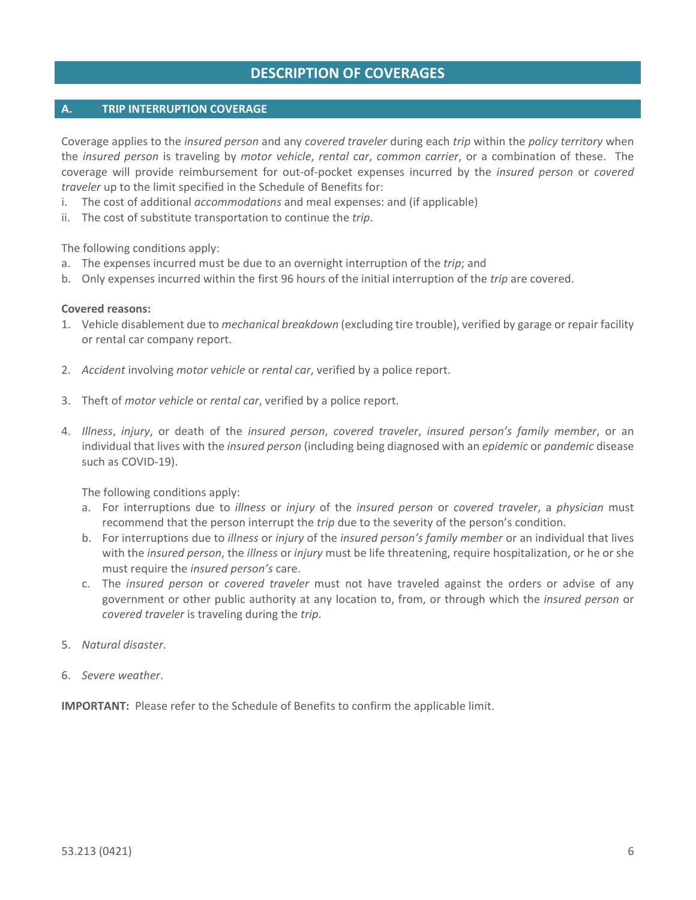# DESCRIPTION OF COVERAGES

## A. TRIP INTERRUPTION COVERAGE

Coverage applies to the *insured person* and any *covered traveler* during each *trip* within the *policy territory* when the *insured person* is traveling by *motor vehicle*, *rental car*, *common carrier*, or a combination of these. The coverage will provide reimbursement for out-of-pocket expenses incurred by the *insured person* or *covered traveler* up to the limit specified in the Schedule of Benefits for:

i. The cost of additional *accommodations* and meal expenses: and (if applicable)
ii. The cost of substitute transportation to continue the *trip*.

The following conditions apply:

a. The expenses incurred must be due to an overnight interruption of the *trip*; and
b. Only expenses incurred within the first 96 hours of the initial interruption of the *trip* are covered.

**Covered reasons:**

1. Vehicle disablement due to *mechanical breakdown* (excluding tire trouble), verified by garage or repair facility or rental car company report.

2. *Accident* involving *motor vehicle* or *rental car*, verified by a police report.

3. Theft of *motor vehicle* or *rental car*, verified by a police report.

4. *Illness*, *injury*, or death of the *insured person*, *covered traveler*, *insured person's family member*, or an individual that lives with the *insured person* (including being diagnosed with an *epidemic* or *pandemic* disease such as COVID-19).

   The following conditions apply:

   a. For interruptions due to *illness* or *injury* of the *insured person* or *covered traveler*, a *physician* must recommend that the person interrupt the *trip* due to the severity of the person's condition.
   b. For interruptions due to *illness* or *injury* of the *insured person's family member* or an individual that lives with the *insured person*, the *illness* or *injury* must be life threatening, require hospitalization, or he or she must require the *insured person's* care.
   c. The *insured person* or *covered traveler* must not have traveled against the orders or advise of any government or other public authority at any location to, from, or through which the *insured person* or *covered traveler* is traveling during the *trip*.

5. *Natural disaster*.

6. *Severe weather*.

**IMPORTANT:** Please refer to the Schedule of Benefits to confirm the applicable limit.

53.213 (0421)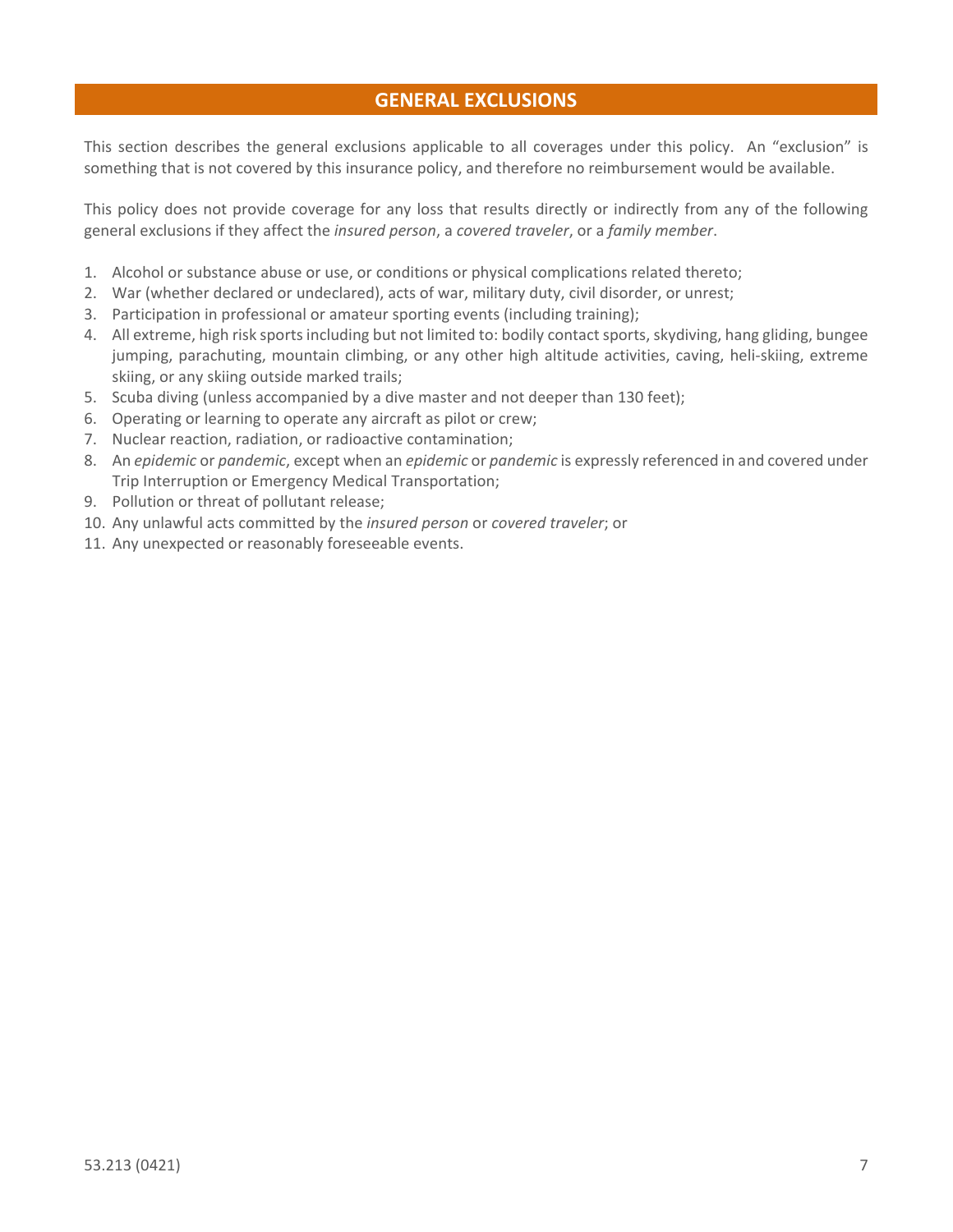## GENERAL EXCLUSIONS

This section describes the general exclusions applicable to all coverages under this policy. An "exclusion" is something that is not covered by this insurance policy, and therefore no reimbursement would be available.

This policy does not provide coverage for any loss that results directly or indirectly from any of the following general exclusions if they affect the *insured person*, a *covered traveler*, or a *family member*.

1. Alcohol or substance abuse or use, or conditions or physical complications related thereto;
2. War (whether declared or undeclared), acts of war, military duty, civil disorder, or unrest;
3. Participation in professional or amateur sporting events (including training);
4. All extreme, high risk sports including but not limited to: bodily contact sports, skydiving, hang gliding, bungee jumping, parachuting, mountain climbing, or any other high altitude activities, caving, heli-skiing, extreme skiing, or any skiing outside marked trails;
5. Scuba diving (unless accompanied by a dive master and not deeper than 130 feet);
6. Operating or learning to operate any aircraft as pilot or crew;
7. Nuclear reaction, radiation, or radioactive contamination;
8. An *epidemic* or *pandemic*, except when an *epidemic* or *pandemic* is expressly referenced in and covered under Trip Interruption or Emergency Medical Transportation;
9. Pollution or threat of pollutant release;
10. Any unlawful acts committed by the *insured person* or *covered traveler*; or
11. Any unexpected or reasonably foreseeable events.

53.213 (0421)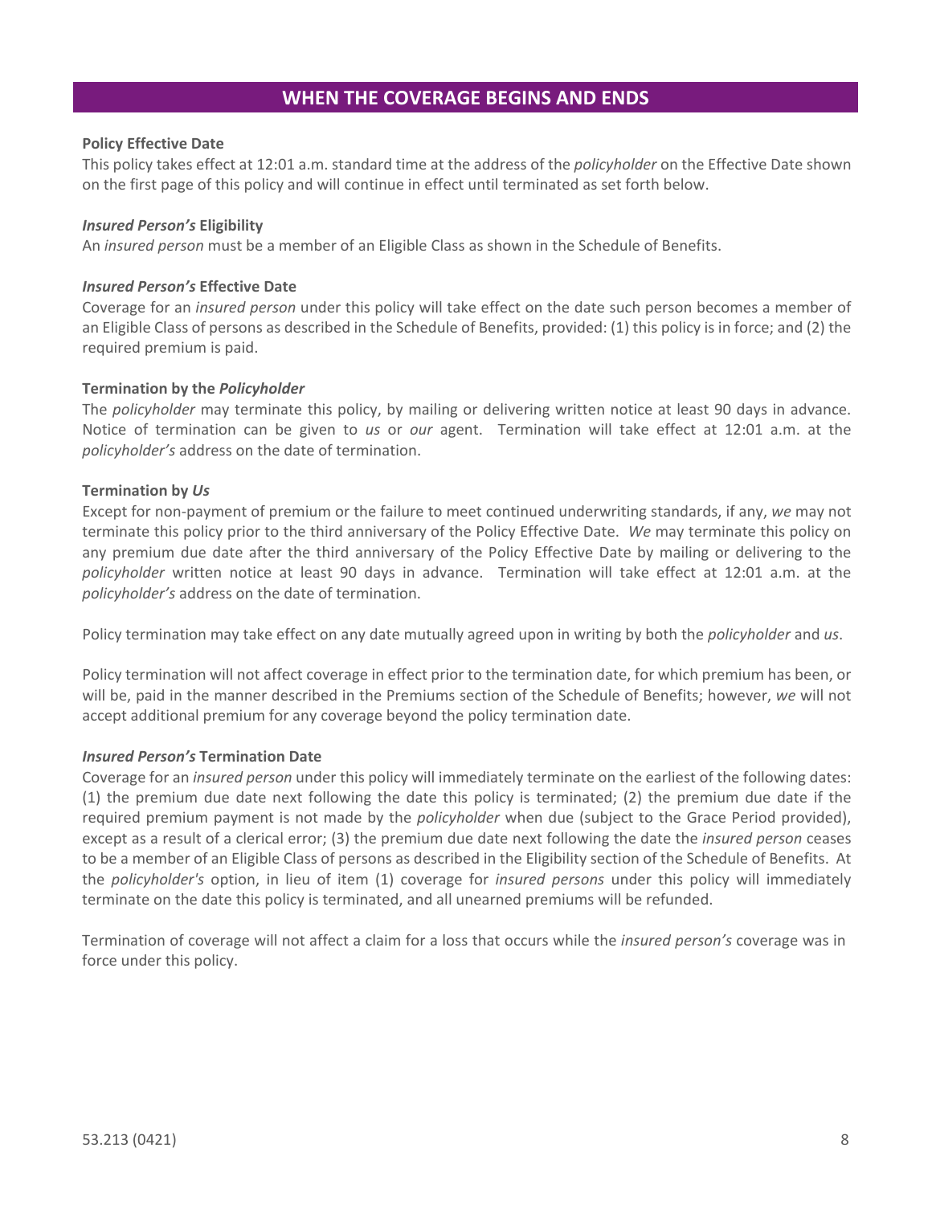## WHEN THE COVERAGE BEGINS AND ENDS

**Policy Effective Date**

This policy takes effect at 12:01 a.m. standard time at the address of the *policyholder* on the Effective Date shown on the first page of this policy and will continue in effect until terminated as set forth below.

***Insured Person's* Eligibility**

An *insured person* must be a member of an Eligible Class as shown in the Schedule of Benefits.

***Insured Person's* Effective Date**

Coverage for an *insured person* under this policy will take effect on the date such person becomes a member of an Eligible Class of persons as described in the Schedule of Benefits, provided: (1) this policy is in force; and (2) the required premium is paid.

**Termination by the *Policyholder***

The *policyholder* may terminate this policy, by mailing or delivering written notice at least 90 days in advance. Notice of termination can be given to *us* or *our* agent. Termination will take effect at 12:01 a.m. at the *policyholder's* address on the date of termination.

**Termination by *Us***

Except for non-payment of premium or the failure to meet continued underwriting standards, if any, *we* may not terminate this policy prior to the third anniversary of the Policy Effective Date. *We* may terminate this policy on any premium due date after the third anniversary of the Policy Effective Date by mailing or delivering to the *policyholder* written notice at least 90 days in advance. Termination will take effect at 12:01 a.m. at the *policyholder's* address on the date of termination.

Policy termination may take effect on any date mutually agreed upon in writing by both the *policyholder* and *us*.

Policy termination will not affect coverage in effect prior to the termination date, for which premium has been, or will be, paid in the manner described in the Premiums section of the Schedule of Benefits; however, *we* will not accept additional premium for any coverage beyond the policy termination date.

***Insured Person's* Termination Date**

Coverage for an *insured person* under this policy will immediately terminate on the earliest of the following dates: (1) the premium due date next following the date this policy is terminated; (2) the premium due date if the required premium payment is not made by the *policyholder* when due (subject to the Grace Period provided), except as a result of a clerical error; (3) the premium due date next following the date the *insured person* ceases to be a member of an Eligible Class of persons as described in the Eligibility section of the Schedule of Benefits. At the *policyholder's* option, in lieu of item (1) coverage for *insured persons* under this policy will immediately terminate on the date this policy is terminated, and all unearned premiums will be refunded.

Termination of coverage will not affect a claim for a loss that occurs while the *insured person's* coverage was in force under this policy.

53.213 (0421)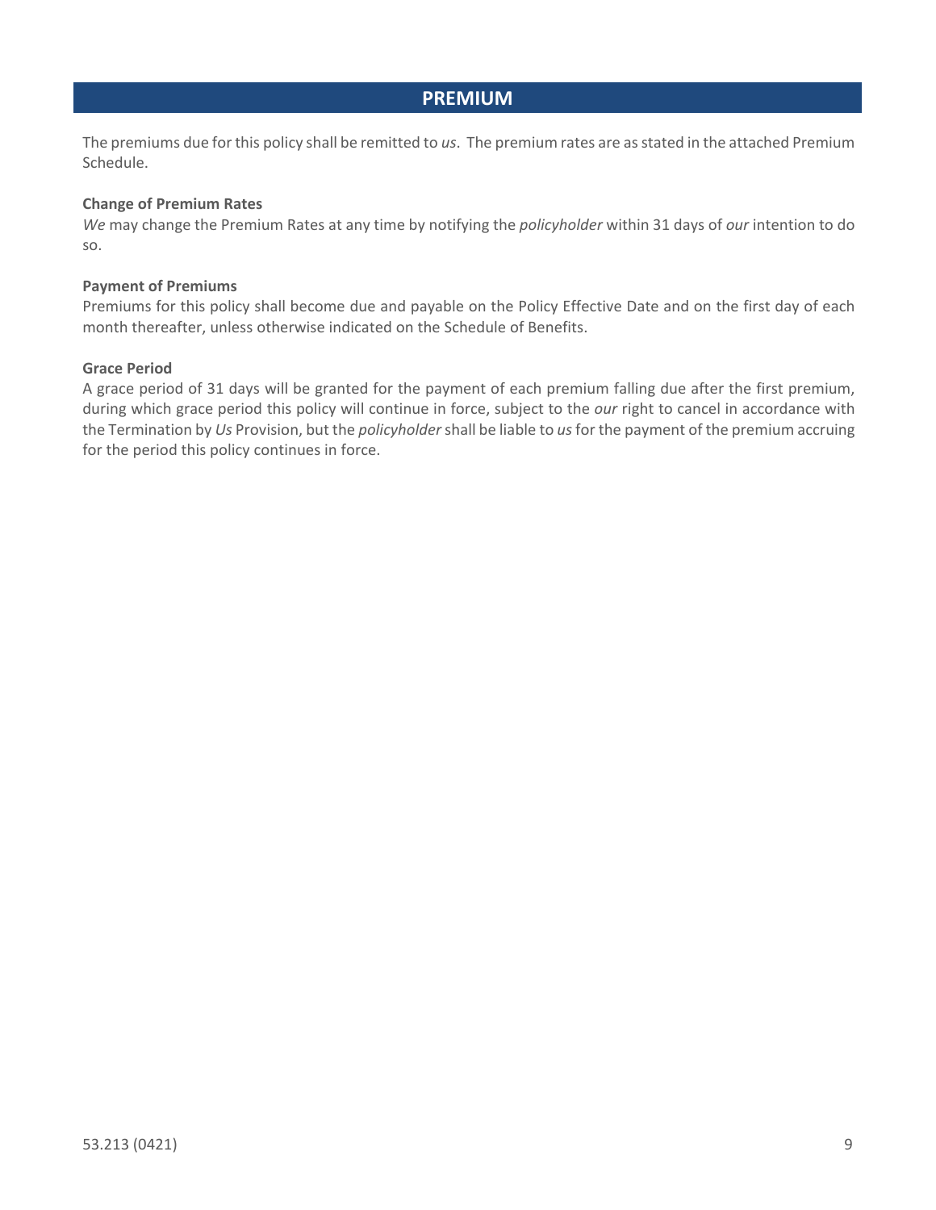## PREMIUM

The premiums due for this policy shall be remitted to *us*. The premium rates are as stated in the attached Premium Schedule.

**Change of Premium Rates**

*We* may change the Premium Rates at any time by notifying the *policyholder* within 31 days of *our* intention to do so.

**Payment of Premiums**

Premiums for this policy shall become due and payable on the Policy Effective Date and on the first day of each month thereafter, unless otherwise indicated on the Schedule of Benefits.

**Grace Period**

A grace period of 31 days will be granted for the payment of each premium falling due after the first premium, during which grace period this policy will continue in force, subject to the *our* right to cancel in accordance with the Termination by *Us* Provision, but the *policyholder* shall be liable to *us* for the payment of the premium accruing for the period this policy continues in force.

53.213 (0421)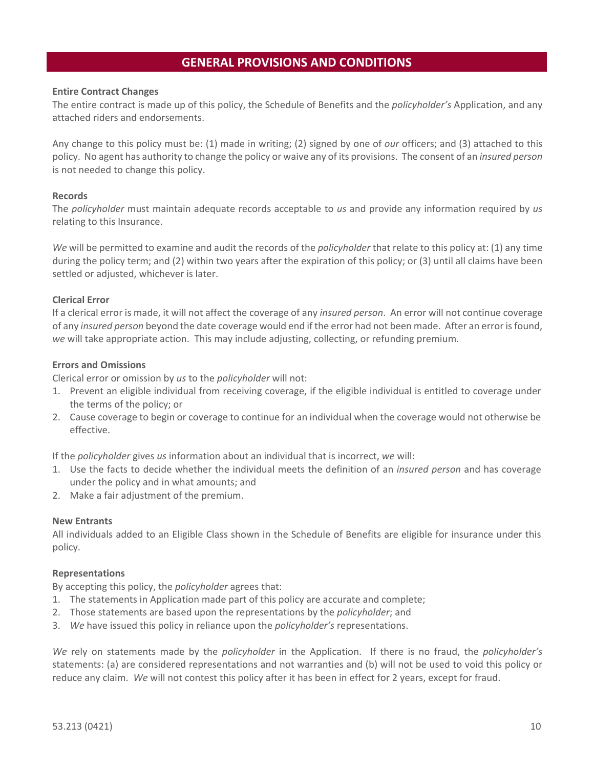## GENERAL PROVISIONS AND CONDITIONS

**Entire Contract Changes**

The entire contract is made up of this policy, the Schedule of Benefits and the *policyholder's* Application, and any attached riders and endorsements.

Any change to this policy must be: (1) made in writing; (2) signed by one of *our* officers; and (3) attached to this policy. No agent has authority to change the policy or waive any of its provisions. The consent of an *insured person* is not needed to change this policy.

**Records**

The *policyholder* must maintain adequate records acceptable to *us* and provide any information required by *us* relating to this Insurance.

*We* will be permitted to examine and audit the records of the *policyholder* that relate to this policy at: (1) any time during the policy term; and (2) within two years after the expiration of this policy; or (3) until all claims have been settled or adjusted, whichever is later.

**Clerical Error**

If a clerical error is made, it will not affect the coverage of any *insured person*. An error will not continue coverage of any *insured person* beyond the date coverage would end if the error had not been made. After an error is found, *we* will take appropriate action. This may include adjusting, collecting, or refunding premium.

**Errors and Omissions**

Clerical error or omission by *us* to the *policyholder* will not:

1. Prevent an eligible individual from receiving coverage, if the eligible individual is entitled to coverage under the terms of the policy; or
2. Cause coverage to begin or coverage to continue for an individual when the coverage would not otherwise be effective.

If the *policyholder* gives *us* information about an individual that is incorrect, *we* will:

1. Use the facts to decide whether the individual meets the definition of an *insured person* and has coverage under the policy and in what amounts; and
2. Make a fair adjustment of the premium.

**New Entrants**

All individuals added to an Eligible Class shown in the Schedule of Benefits are eligible for insurance under this policy.

**Representations**

By accepting this policy, the *policyholder* agrees that:

1. The statements in Application made part of this policy are accurate and complete;
2. Those statements are based upon the representations by the *policyholder*; and
3. *We* have issued this policy in reliance upon the *policyholder's* representations.

*We* rely on statements made by the *policyholder* in the Application. If there is no fraud, the *policyholder's* statements: (a) are considered representations and not warranties and (b) will not be used to void this policy or reduce any claim. *We* will not contest this policy after it has been in effect for 2 years, except for fraud.

53.213 (0421)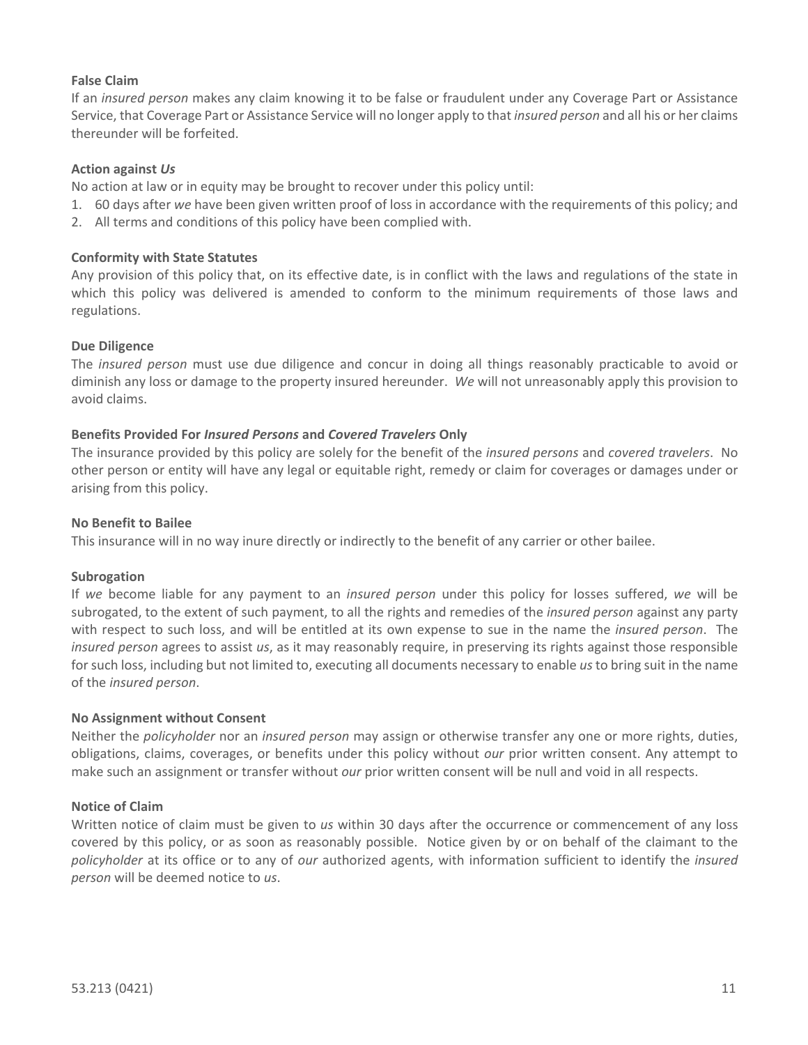**False Claim**

If an *insured person* makes any claim knowing it to be false or fraudulent under any Coverage Part or Assistance Service, that Coverage Part or Assistance Service will no longer apply to that *insured person* and all his or her claims thereunder will be forfeited.

**Action against *Us***

No action at law or in equity may be brought to recover under this policy until:

1. 60 days after *we* have been given written proof of loss in accordance with the requirements of this policy; and
2. All terms and conditions of this policy have been complied with.

**Conformity with State Statutes**

Any provision of this policy that, on its effective date, is in conflict with the laws and regulations of the state in which this policy was delivered is amended to conform to the minimum requirements of those laws and regulations.

**Due Diligence**

The *insured person* must use due diligence and concur in doing all things reasonably practicable to avoid or diminish any loss or damage to the property insured hereunder. *We* will not unreasonably apply this provision to avoid claims.

**Benefits Provided For *Insured Persons* and *Covered Travelers* Only**

The insurance provided by this policy are solely for the benefit of the *insured persons* and *covered travelers*. No other person or entity will have any legal or equitable right, remedy or claim for coverages or damages under or arising from this policy.

**No Benefit to Bailee**

This insurance will in no way inure directly or indirectly to the benefit of any carrier or other bailee.

**Subrogation**

If *we* become liable for any payment to an *insured person* under this policy for losses suffered, *we* will be subrogated, to the extent of such payment, to all the rights and remedies of the *insured person* against any party with respect to such loss, and will be entitled at its own expense to sue in the name the *insured person*. The *insured person* agrees to assist *us*, as it may reasonably require, in preserving its rights against those responsible for such loss, including but not limited to, executing all documents necessary to enable *us* to bring suit in the name of the *insured person*.

**No Assignment without Consent**

Neither the *policyholder* nor an *insured person* may assign or otherwise transfer any one or more rights, duties, obligations, claims, coverages, or benefits under this policy without *our* prior written consent. Any attempt to make such an assignment or transfer without *our* prior written consent will be null and void in all respects.

**Notice of Claim**

Written notice of claim must be given to *us* within 30 days after the occurrence or commencement of any loss covered by this policy, or as soon as reasonably possible. Notice given by or on behalf of the claimant to the *policyholder* at its office or to any of *our* authorized agents, with information sufficient to identify the *insured person* will be deemed notice to *us*.

53.213 (0421)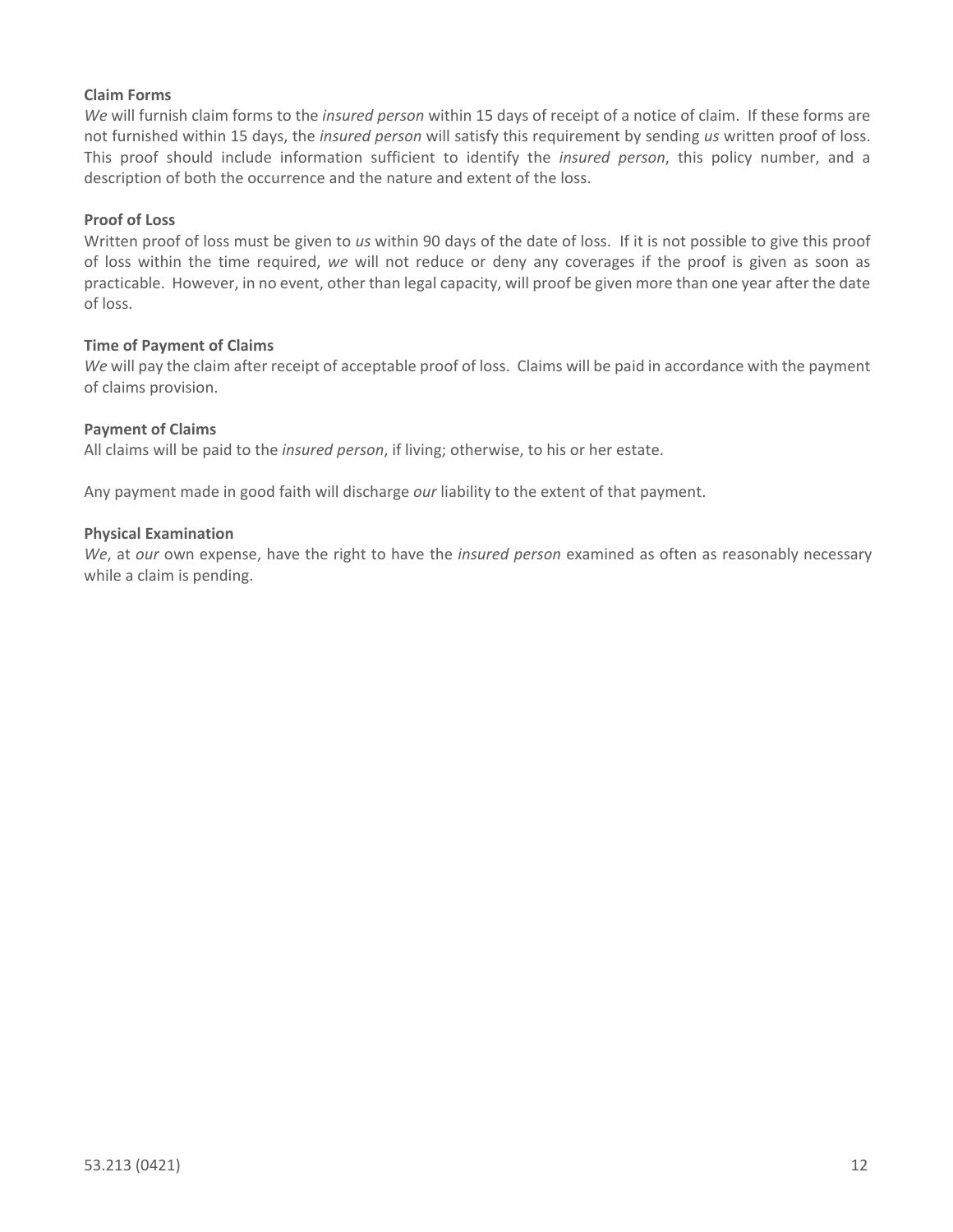**Claim Forms**

*We* will furnish claim forms to the *insured person* within 15 days of receipt of a notice of claim. If these forms are not furnished within 15 days, the *insured person* will satisfy this requirement by sending *us* written proof of loss. This proof should include information sufficient to identify the *insured person*, this policy number, and a description of both the occurrence and the nature and extent of the loss.

**Proof of Loss**

Written proof of loss must be given to *us* within 90 days of the date of loss. If it is not possible to give this proof of loss within the time required, *we* will not reduce or deny any coverages if the proof is given as soon as practicable. However, in no event, other than legal capacity, will proof be given more than one year after the date of loss.

**Time of Payment of Claims**

*We* will pay the claim after receipt of acceptable proof of loss. Claims will be paid in accordance with the payment of claims provision.

**Payment of Claims**

All claims will be paid to the *insured person*, if living; otherwise, to his or her estate.

Any payment made in good faith will discharge *our* liability to the extent of that payment.

**Physical Examination**

*We*, at *our* own expense, have the right to have the *insured person* examined as often as reasonably necessary while a claim is pending.

53.213 (0421)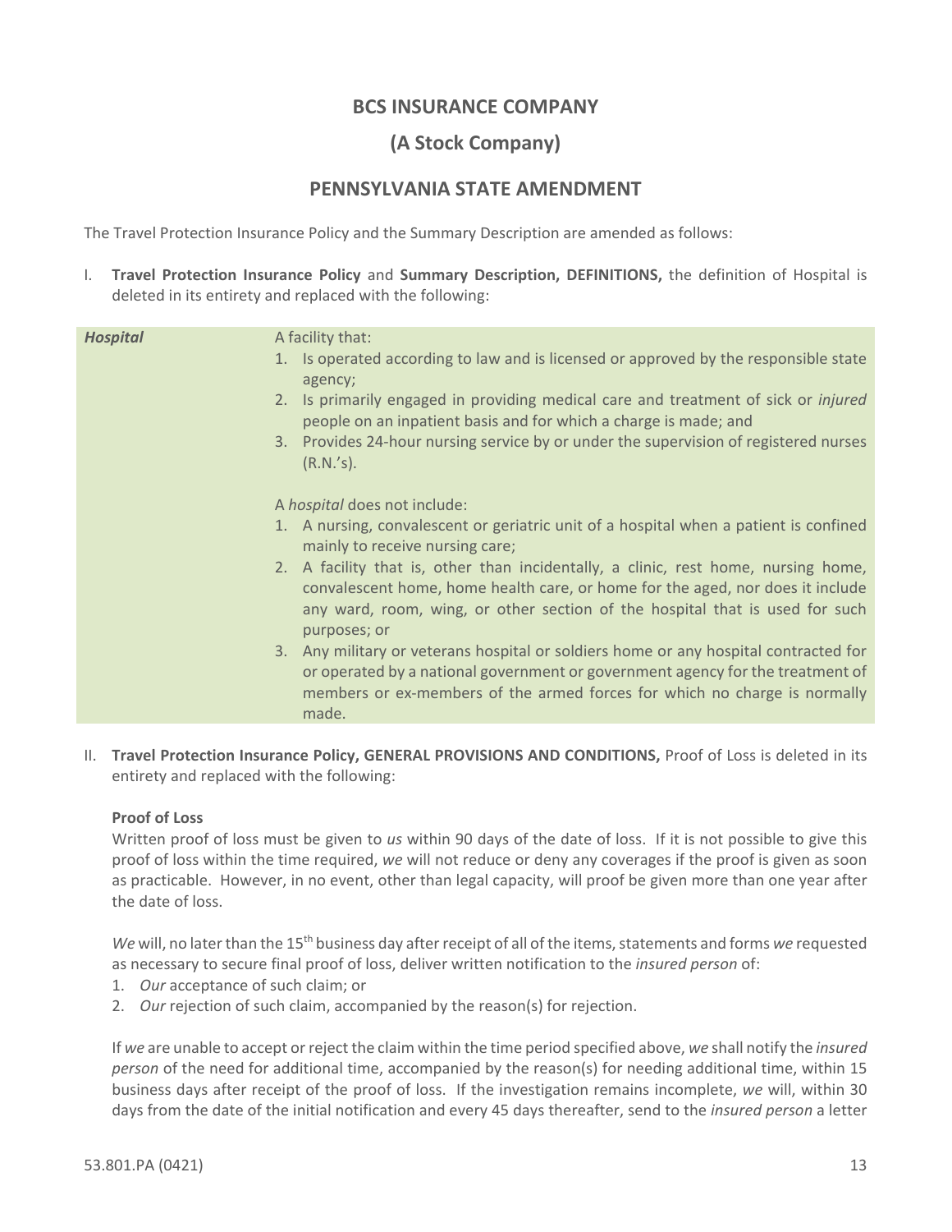## BCS INSURANCE COMPANY

## (A Stock Company)

## PENNSYLVANIA STATE AMENDMENT

The Travel Protection Insurance Policy and the Summary Description are amended as follows:

I. **Travel Protection Insurance Policy** and **Summary Description, DEFINITIONS,** the definition of Hospital is deleted in its entirety and replaced with the following:

| | |
|---|---|
| ***Hospital*** | A facility that:<br>1. Is operated according to law and is licensed or approved by the responsible state agency;<br>2. Is primarily engaged in providing medical care and treatment of sick or *injured* people on an inpatient basis and for which a charge is made; and<br>3. Provides 24-hour nursing service by or under the supervision of registered nurses (R.N.'s).<br><br>A *hospital* does not include:<br>1. A nursing, convalescent or geriatric unit of a hospital when a patient is confined mainly to receive nursing care;<br>2. A facility that is, other than incidentally, a clinic, rest home, nursing home, convalescent home, home health care, or home for the aged, nor does it include any ward, room, wing, or other section of the hospital that is used for such purposes; or<br>3. Any military or veterans hospital or soldiers home or any hospital contracted for or operated by a national government or government agency for the treatment of members or ex-members of the armed forces for which no charge is normally made. |

II. **Travel Protection Insurance Policy, GENERAL PROVISIONS AND CONDITIONS,** Proof of Loss is deleted in its entirety and replaced with the following:

**Proof of Loss**
Written proof of loss must be given to *us* within 90 days of the date of loss. If it is not possible to give this proof of loss within the time required, *we* will not reduce or deny any coverages if the proof is given as soon as practicable. However, in no event, other than legal capacity, will proof be given more than one year after the date of loss.

*We* will, no later than the 15th business day after receipt of all of the items, statements and forms *we* requested as necessary to secure final proof of loss, deliver written notification to the *insured person* of:

1. *Our* acceptance of such claim; or
2. *Our* rejection of such claim, accompanied by the reason(s) for rejection.

If *we* are unable to accept or reject the claim within the time period specified above, *we* shall notify the *insured person* of the need for additional time, accompanied by the reason(s) for needing additional time, within 15 business days after receipt of the proof of loss. If the investigation remains incomplete, *we* will, within 30 days from the date of the initial notification and every 45 days thereafter, send to the *insured person* a letter

53.801.PA (0421)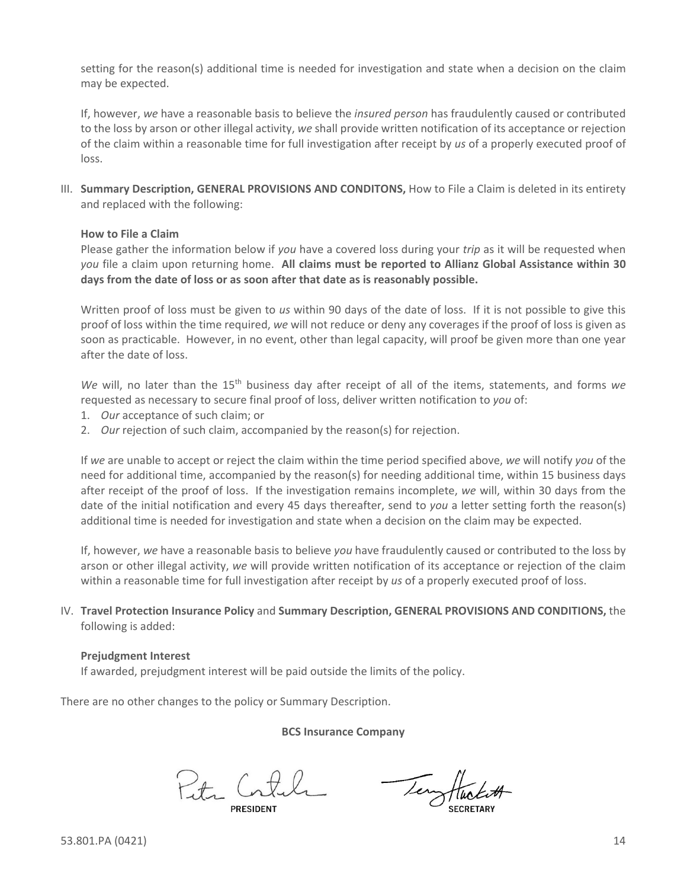setting for the reason(s) additional time is needed for investigation and state when a decision on the claim may be expected.

If, however, *we* have a reasonable basis to believe the *insured person* has fraudulently caused or contributed to the loss by arson or other illegal activity, *we* shall provide written notification of its acceptance or rejection of the claim within a reasonable time for full investigation after receipt by *us* of a properly executed proof of loss.

III. **Summary Description, GENERAL PROVISIONS AND CONDITONS,** How to File a Claim is deleted in its entirety and replaced with the following:

**How to File a Claim**

Please gather the information below if *you* have a covered loss during your *trip* as it will be requested when *you* file a claim upon returning home. **All claims must be reported to Allianz Global Assistance within 30 days from the date of loss or as soon after that date as is reasonably possible.**

Written proof of loss must be given to *us* within 90 days of the date of loss. If it is not possible to give this proof of loss within the time required, *we* will not reduce or deny any coverages if the proof of loss is given as soon as practicable. However, in no event, other than legal capacity, will proof be given more than one year after the date of loss.

*We* will, no later than the 15th business day after receipt of all of the items, statements, and forms *we* requested as necessary to secure final proof of loss, deliver written notification to *you* of:

1. *Our* acceptance of such claim; or
2. *Our* rejection of such claim, accompanied by the reason(s) for rejection.

If *we* are unable to accept or reject the claim within the time period specified above, *we* will notify *you* of the need for additional time, accompanied by the reason(s) for needing additional time, within 15 business days after receipt of the proof of loss. If the investigation remains incomplete, *we* will, within 30 days from the date of the initial notification and every 45 days thereafter, send to *you* a letter setting forth the reason(s) additional time is needed for investigation and state when a decision on the claim may be expected.

If, however, *we* have a reasonable basis to believe *you* have fraudulently caused or contributed to the loss by arson or other illegal activity, *we* will provide written notification of its acceptance or rejection of the claim within a reasonable time for full investigation after receipt by *us* of a properly executed proof of loss.

IV. **Travel Protection Insurance Policy** and **Summary Description, GENERAL PROVISIONS AND CONDITIONS,** the following is added:

**Prejudgment Interest**

If awarded, prejudgment interest will be paid outside the limits of the policy.

There are no other changes to the policy or Summary Description.

**BCS Insurance Company**

PRESIDENT SECRETARY

53.801.PA (0421)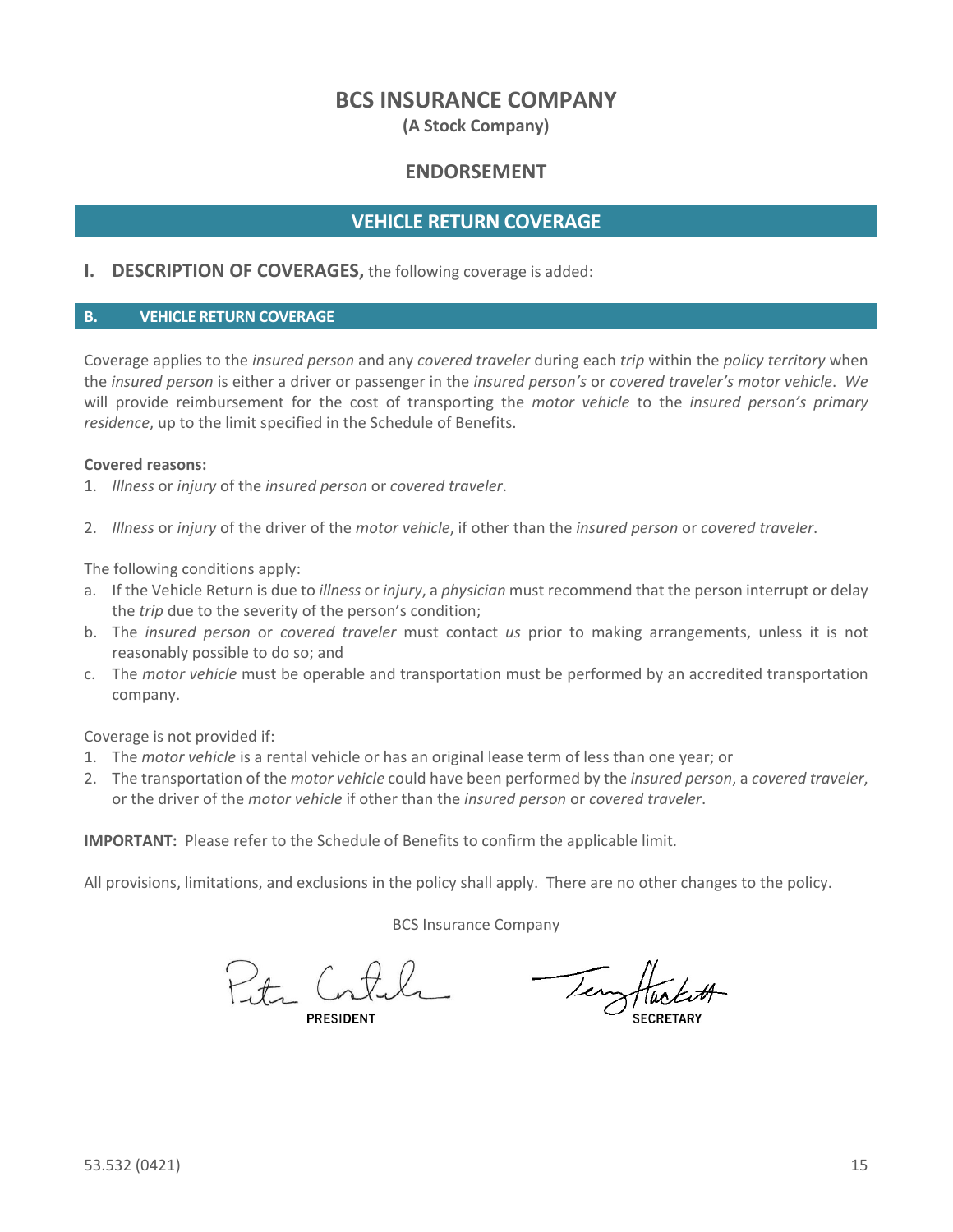# BCS INSURANCE COMPANY

**(A Stock Company)**

## ENDORSEMENT

## VEHICLE RETURN COVERAGE

**I. DESCRIPTION OF COVERAGES,** the following coverage is added:

### B. VEHICLE RETURN COVERAGE

Coverage applies to the *insured person* and any *covered traveler* during each *trip* within the *policy territory* when the *insured person* is either a driver or passenger in the *insured person's* or *covered traveler's motor vehicle*. *We* will provide reimbursement for the cost of transporting the *motor vehicle* to the *insured person's primary residence*, up to the limit specified in the Schedule of Benefits.

**Covered reasons:**

1. *Illness* or *injury* of the *insured person* or *covered traveler*.
2. *Illness* or *injury* of the driver of the *motor vehicle*, if other than the *insured person* or *covered traveler*.

The following conditions apply:

a. If the Vehicle Return is due to *illness* or *injury*, a *physician* must recommend that the person interrupt or delay the *trip* due to the severity of the person's condition;

b. The *insured person* or *covered traveler* must contact *us* prior to making arrangements, unless it is not reasonably possible to do so; and

c. The *motor vehicle* must be operable and transportation must be performed by an accredited transportation company.

Coverage is not provided if:

1. The *motor vehicle* is a rental vehicle or has an original lease term of less than one year; or
2. The transportation of the *motor vehicle* could have been performed by the *insured person*, a *covered traveler*, or the driver of the *motor vehicle* if other than the *insured person* or *covered traveler*.

**IMPORTANT:** Please refer to the Schedule of Benefits to confirm the applicable limit.

All provisions, limitations, and exclusions in the policy shall apply. There are no other changes to the policy.

BCS Insurance Company

PRESIDENT SECRETARY

53.532 (0421)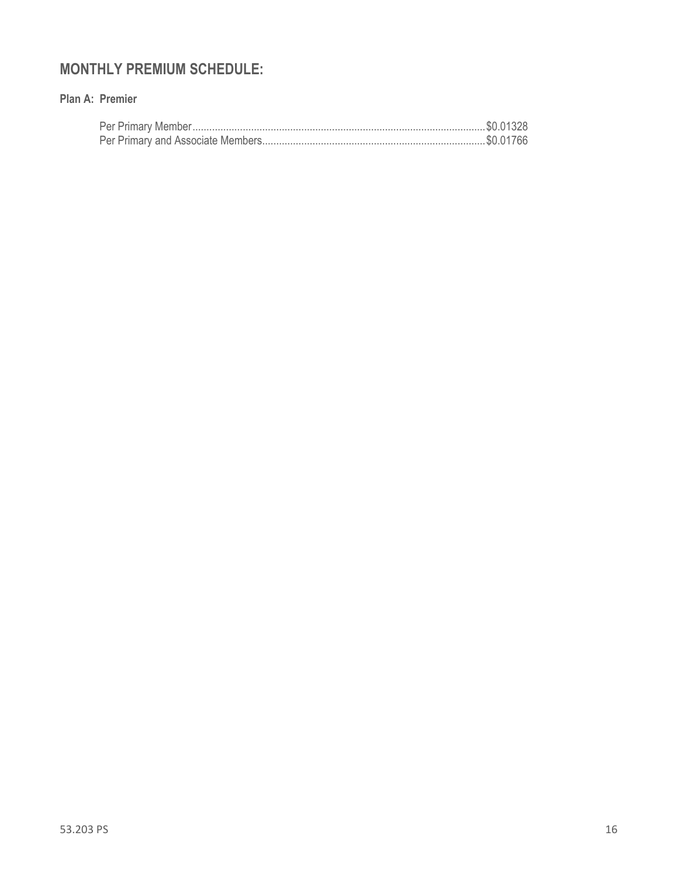## MONTHLY PREMIUM SCHEDULE:

**Plan A: Premier**

Per Primary Member.......................................................................................................$0.01328
Per Primary and Associate Members..............................................................................$0.01766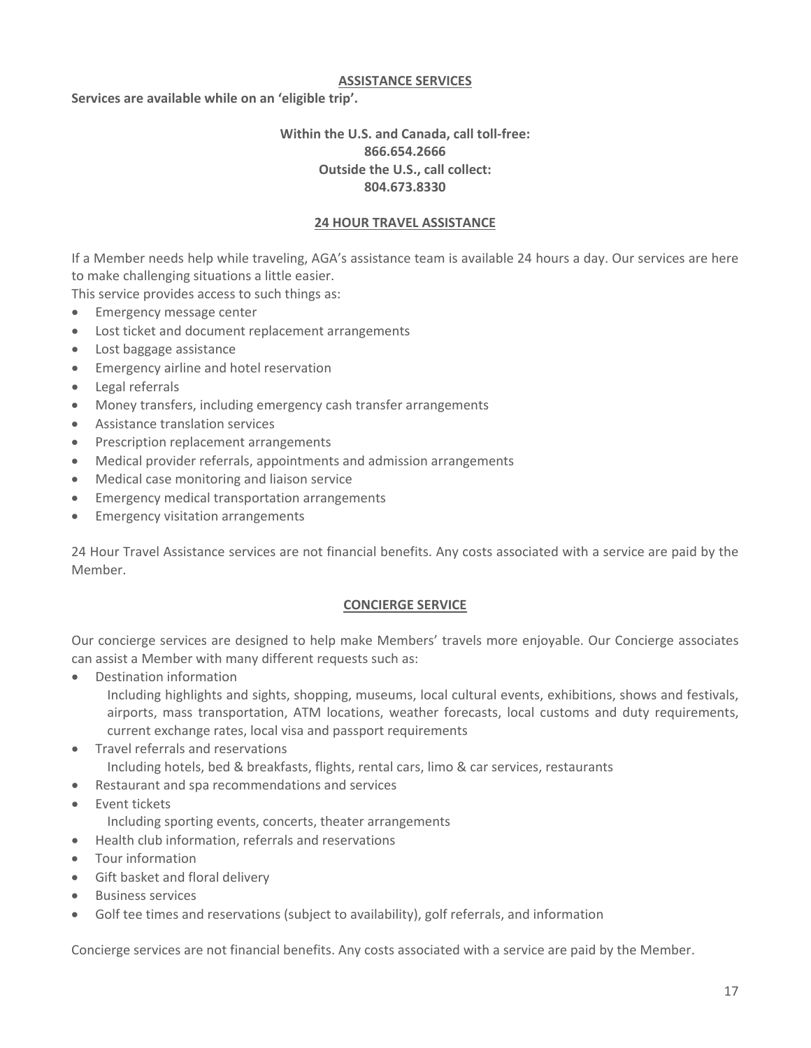## ASSISTANCE SERVICES

**Services are available while on an 'eligible trip'.**

**Within the U.S. and Canada, call toll-free:**
**866.654.2666**
**Outside the U.S., call collect:**
**804.673.8330**

## 24 HOUR TRAVEL ASSISTANCE

If a Member needs help while traveling, AGA's assistance team is available 24 hours a day. Our services are here to make challenging situations a little easier.
This service provides access to such things as:

- Emergency message center
- Lost ticket and document replacement arrangements
- Lost baggage assistance
- Emergency airline and hotel reservation
- Legal referrals
- Money transfers, including emergency cash transfer arrangements
- Assistance translation services
- Prescription replacement arrangements
- Medical provider referrals, appointments and admission arrangements
- Medical case monitoring and liaison service
- Emergency medical transportation arrangements
- Emergency visitation arrangements

24 Hour Travel Assistance services are not financial benefits. Any costs associated with a service are paid by the Member.

## CONCIERGE SERVICE

Our concierge services are designed to help make Members' travels more enjoyable. Our Concierge associates can assist a Member with many different requests such as:

- Destination information
  Including highlights and sights, shopping, museums, local cultural events, exhibitions, shows and festivals, airports, mass transportation, ATM locations, weather forecasts, local customs and duty requirements, current exchange rates, local visa and passport requirements
- Travel referrals and reservations
  Including hotels, bed & breakfasts, flights, rental cars, limo & car services, restaurants
- Restaurant and spa recommendations and services
- Event tickets
  Including sporting events, concerts, theater arrangements
- Health club information, referrals and reservations
- Tour information
- Gift basket and floral delivery
- Business services
- Golf tee times and reservations (subject to availability), golf referrals, and information

Concierge services are not financial benefits. Any costs associated with a service are paid by the Member.